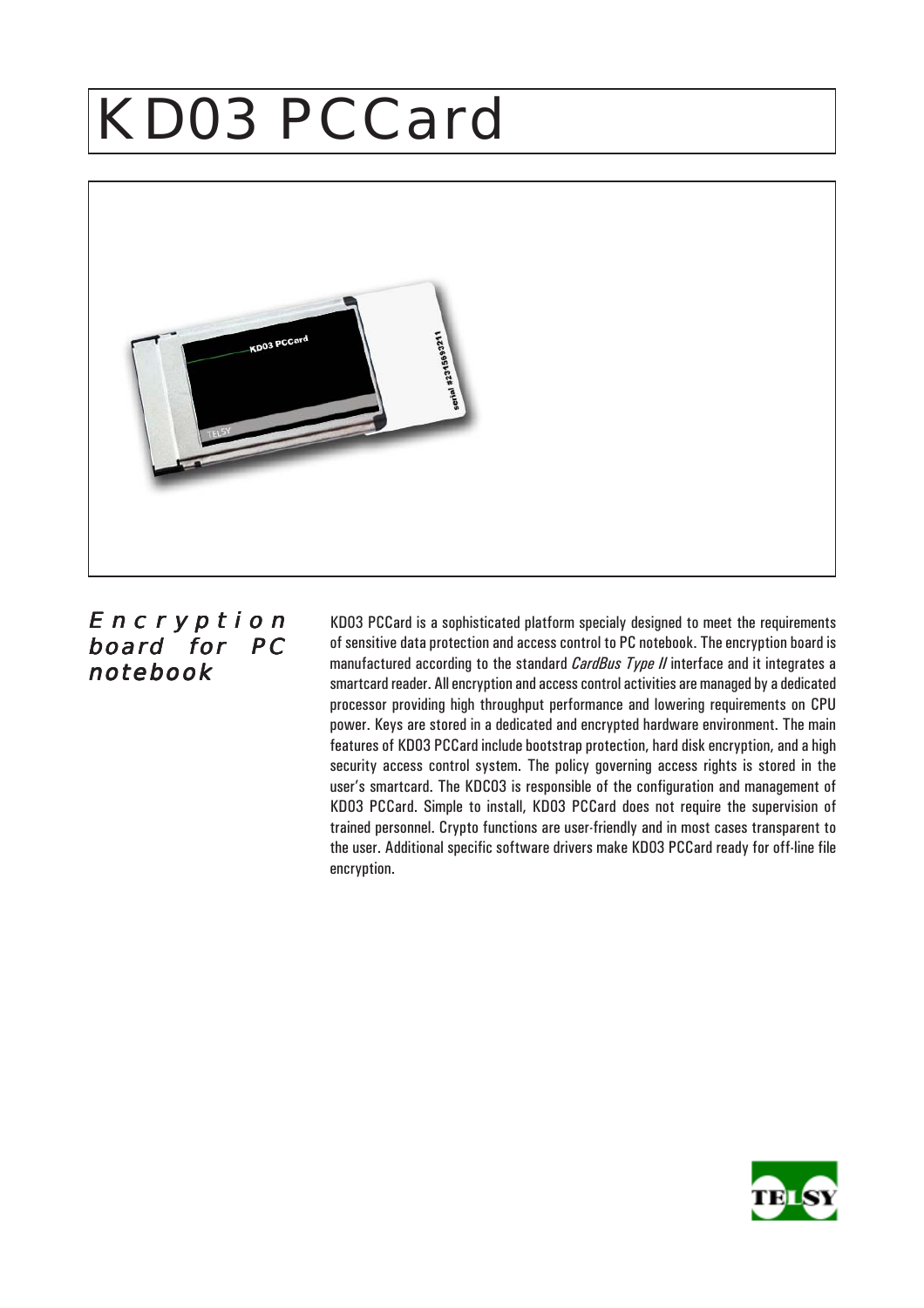# KD03 PCCard

## *Encryption board for PC notebook*

KD03 PCCard is a sophisticated platform specialy designed to meet the requirements of sensitive data protection and access control to PC notebook. The encryption board is manufactured according to the standard *CardBus Type II* interface and it integrates a smartcard reader. All encryption and access control activities are managed by a dedicated processor providing high throughput performance and lowering requirements on CPU power. Keys are stored in a dedicated and encrypted hardware environment. The main features of KD03 PCCard include bootstrap protection, hard disk encryption, and a high security access control system. The policy governing access rights is stored in the user's smartcard. The KDC03 is responsible of the configuration and management of KD03 PCCard. Simple to install, KD03 PCCard does not require the supervision of trained personnel. Crypto functions are user-friendly and in most cases transparent to the user. Additional specific software drivers make KD03 PCCard ready for off-line file encryption.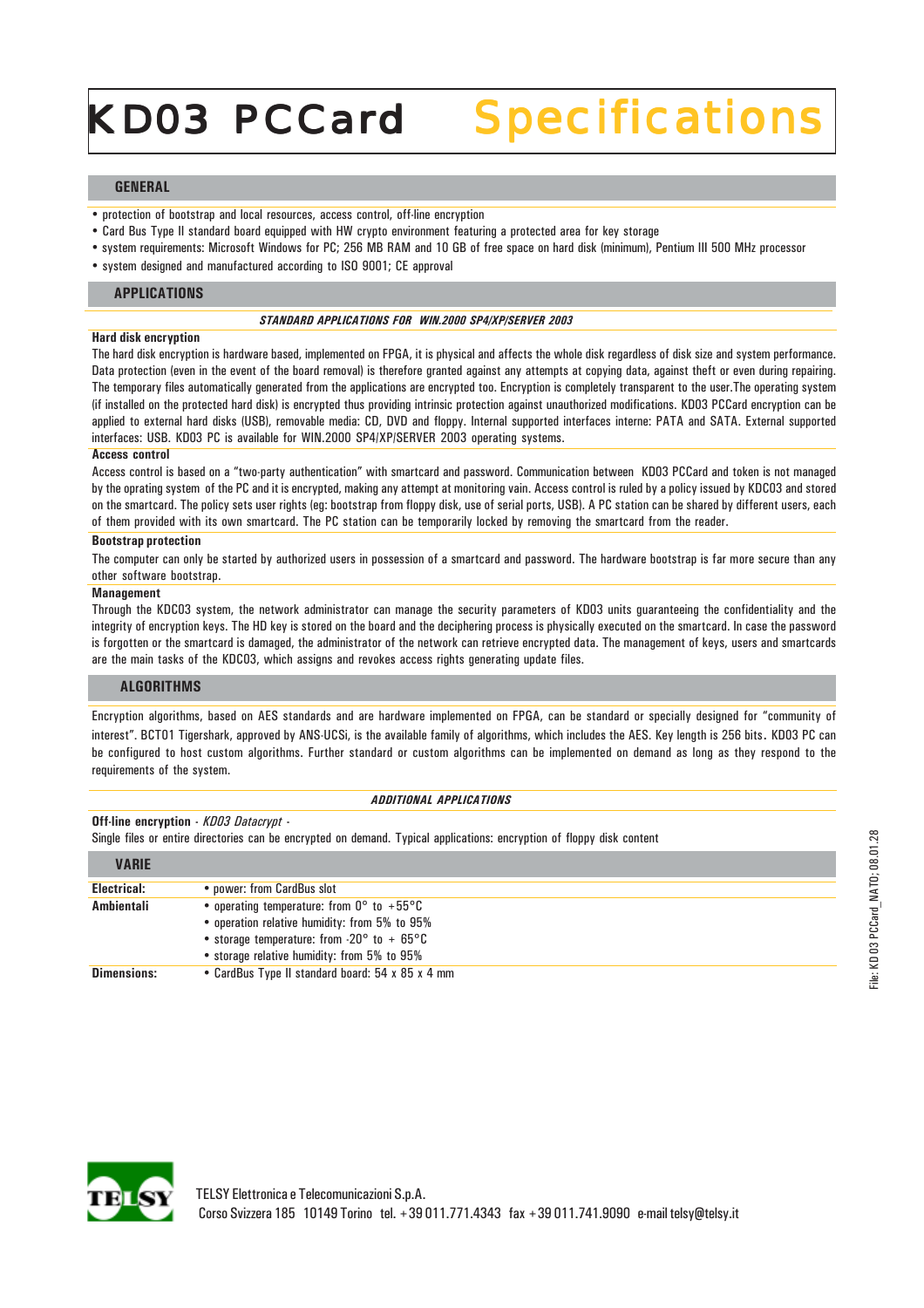# KD03 PCCard Specifications

## GENERAL

- protection of bootstrap and local resources, access control, off-line encryption
- Card Bus Type II standard board equipped with HW crypto environment featuring a protected area for key storage
- system requirements: Microsoft Windows for PC; 256 MB RAM and 10 GB of free space on hard disk (minimum), Pentium III 500 MHz processor
- system designed and manufactured according to ISO 9001; CE approval

## APPLICATIONS

***STANDARD APPLICATIONS FOR WIN.2000 SP4/XP/SERVER 2003***

**Hard disk encryption**

The hard disk encryption is hardware based, implemented on FPGA, it is physical and affects the whole disk regardless of disk size and system performance. Data protection (even in the event of the board removal) is therefore granted against any attempts at copying data, against theft or even during repairing. The temporary files automatically generated from the applications are encrypted too. Encryption is completely transparent to the user.The operating system (if installed on the protected hard disk) is encrypted thus providing intrinsic protection against unauthorized modifications. KD03 PCCard encryption can be applied to external hard disks (USB), removable media: CD, DVD and floppy. Internal supported interfaces interne: PATA and SATA. External supported interfaces: USB. KD03 PC is available for WIN.2000 SP4/XP/SERVER 2003 operating systems.

**Access control**

Access control is based on a "two-party authentication" with smartcard and password. Communication between KD03 PCCard and token is not managed by the oprating system of the PC and it is encrypted, making any attempt at monitoring vain. Access control is ruled by a policy issued by KDC03 and stored on the smartcard. The policy sets user rights (eg: bootstrap from floppy disk, use of serial ports, USB). A PC station can be shared by different users, each of them provided with its own smartcard. The PC station can be temporarily locked by removing the smartcard from the reader.

**Bootstrap protection**

The computer can only be started by authorized users in possession of a smartcard and password. The hardware bootstrap is far more secure than any other software bootstrap.

**Management**

Through the KDC03 system, the network administrator can manage the security parameters of KD03 units guaranteeing the confidentiality and the integrity of encryption keys. The HD key is stored on the board and the deciphering process is physically executed on the smartcard. In case the password is forgotten or the smartcard is damaged, the administrator of the network can retrieve encrypted data. The management of keys, users and smartcards are the main tasks of the KDC03, which assigns and revokes access rights generating update files.

## ALGORITHMS

Encryption algorithms, based on AES standards and are hardware implemented on FPGA, can be standard or specially designed for "community of interest". BCT01 Tigershark, approved by ANS-UCSi, is the available family of algorithms, which includes the AES. Key length is 256 bits. KD03 PC can be configured to host custom algorithms. Further standard or custom algorithms can be implemented on demand as long as they respond to the requirements of the system.

***ADDITIONAL APPLICATIONS***

**Off-line encryption** - *KD03 Datacrypt* -

Single files or entire directories can be encrypted on demand. Typical applications: encryption of floppy disk content

## VARIE

| | |
|---|---|
| **Electrical:** | • power: from CardBus slot |
| **Ambientali** | • operating temperature: from 0° to +55°C<br>• operation relative humidity: from 5% to 95%<br>• storage temperature: from -20° to + 65°C<br>• storage relative humidity: from 5% to 95% |
| **Dimensions:** | • CardBus Type II standard board: 54 x 85 x 4 mm |

File: KD 03 PCCard_NATO; 08.01.28

TELSY Elettronica e Telecomunicazioni S.p.A.
Corso Svizzera 185 10149 Torino tel. +39 011.771.4343 fax +39 011.741.9090 e-mail telsy@telsy.it